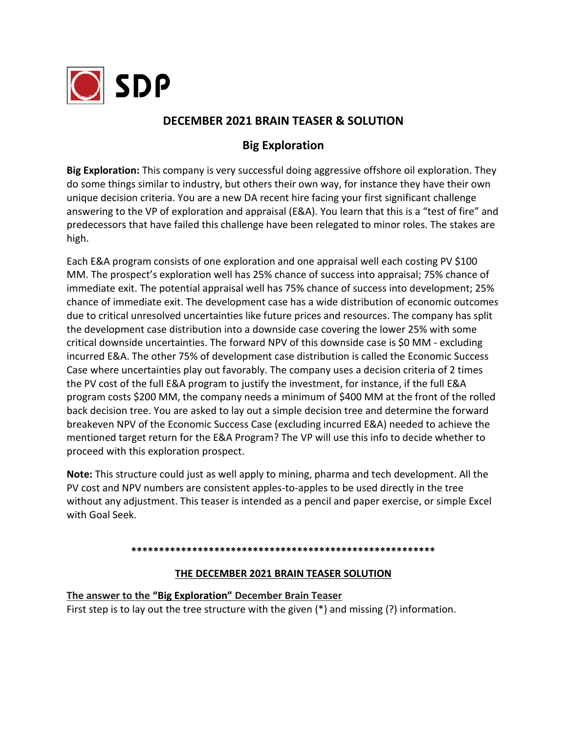**SDP**

## DECEMBER 2021 BRAIN TEASER & SOLUTION

## Big Exploration

**Big Exploration:** This company is very successful doing aggressive offshore oil exploration. They do some things similar to industry, but others their own way, for instance they have their own unique decision criteria. You are a new DA recent hire facing your first significant challenge answering to the VP of exploration and appraisal (E&A). You learn that this is a "test of fire" and predecessors that have failed this challenge have been relegated to minor roles. The stakes are high.

Each E&A program consists of one exploration and one appraisal well each costing PV $100 MM. The prospect's exploration well has 25% chance of success into appraisal; 75% chance of immediate exit. The potential appraisal well has 75% chance of success into development; 25% chance of immediate exit. The development case has a wide distribution of economic outcomes due to critical unresolved uncertainties like future prices and resources. The company has split the development case distribution into a downside case covering the lower 25% with some critical downside uncertainties. The forward NPV of this downside case is $0 MM - excluding incurred E&A. The other 75% of development case distribution is called the Economic Success Case where uncertainties play out favorably. The company uses a decision criteria of 2 times the PV cost of the full E&A program to justify the investment, for instance, if the full E&A program costs $200 MM, the company needs a minimum of $400 MM at the front of the rolled back decision tree. You are asked to lay out a simple decision tree and determine the forward breakeven NPV of the Economic Success Case (excluding incurred E&A) needed to achieve the mentioned target return for the E&A Program? The VP will use this info to decide whether to proceed with this exploration prospect.

**Note:** This structure could just as well apply to mining, pharma and tech development. All the PV cost and NPV numbers are consistent apples-to-apples to be used directly in the tree without any adjustment. This teaser is intended as a pencil and paper exercise, or simple Excel with Goal Seek.

*******************************************************

### THE DECEMBER 2021 BRAIN TEASER SOLUTION

**The answer to the "Big Exploration" December Brain Teaser**

First step is to lay out the tree structure with the given (*) and missing (?) information.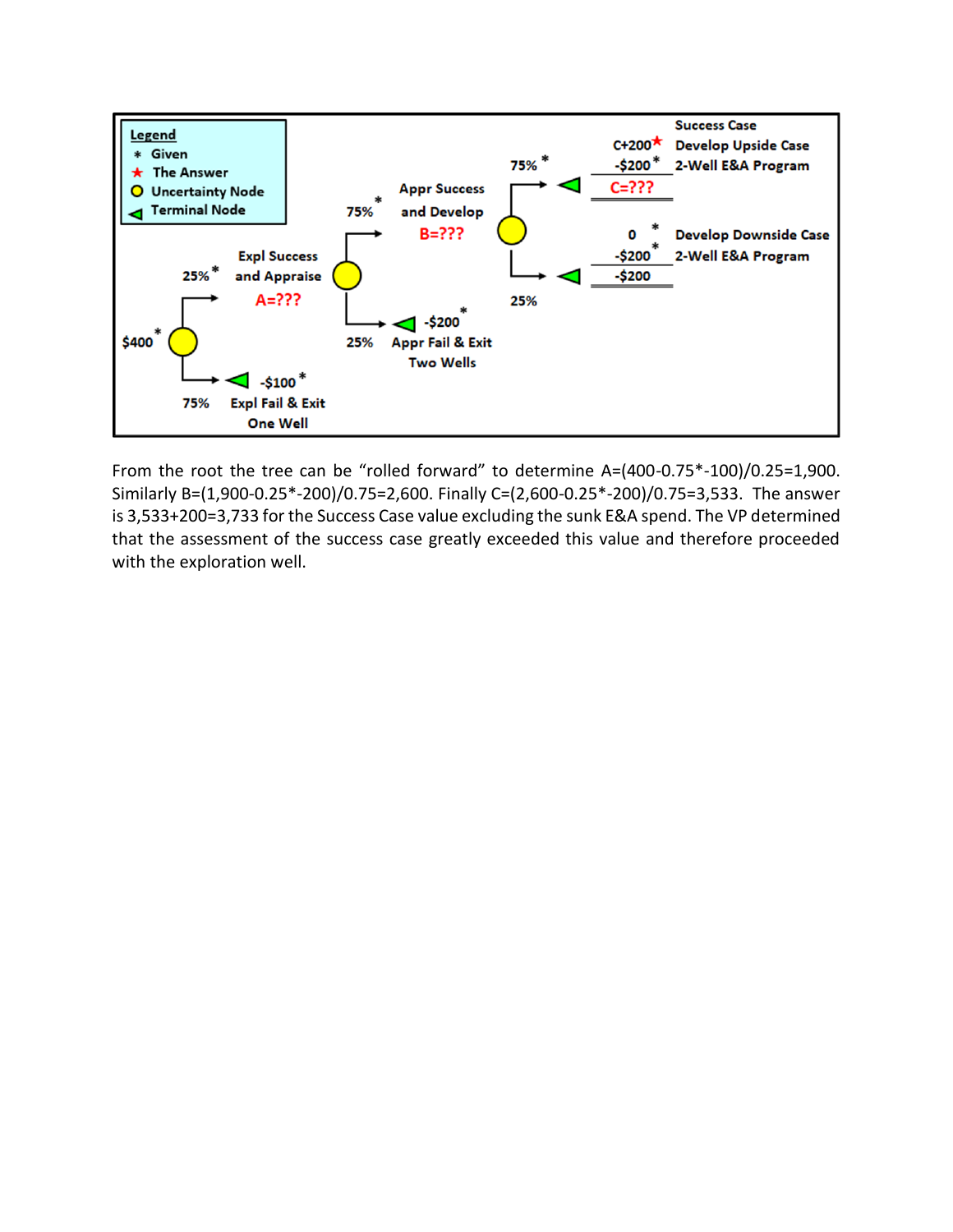Legend
\* Given
★ The Answer
○ Uncertainty Node
◁ Terminal Node

$400*

25%*
Expl Success
and Appraise
A=???

75%
-$100*
Expl Fail & Exit
One Well

75%*
Appr Success
and Develop
B=???

25%
-$200*
Appr Fail & Exit
Two Wells

75%*
C+200★
-$200*
C=???
Success Case
Develop Upside Case
2-Well E&A Program

25%
0*
-$200*
-$200
Develop Downside Case
2-Well E&A Program

From the root the tree can be "rolled forward" to determine A=(400-0.75*-100)/0.25=1,900. Similarly B=(1,900-0.25*-200)/0.75=2,600. Finally C=(2,600-0.25*-200)/0.75=3,533. The answer is 3,533+200=3,733 for the Success Case value excluding the sunk E&A spend. The VP determined that the assessment of the success case greatly exceeded this value and therefore proceeded with the exploration well.